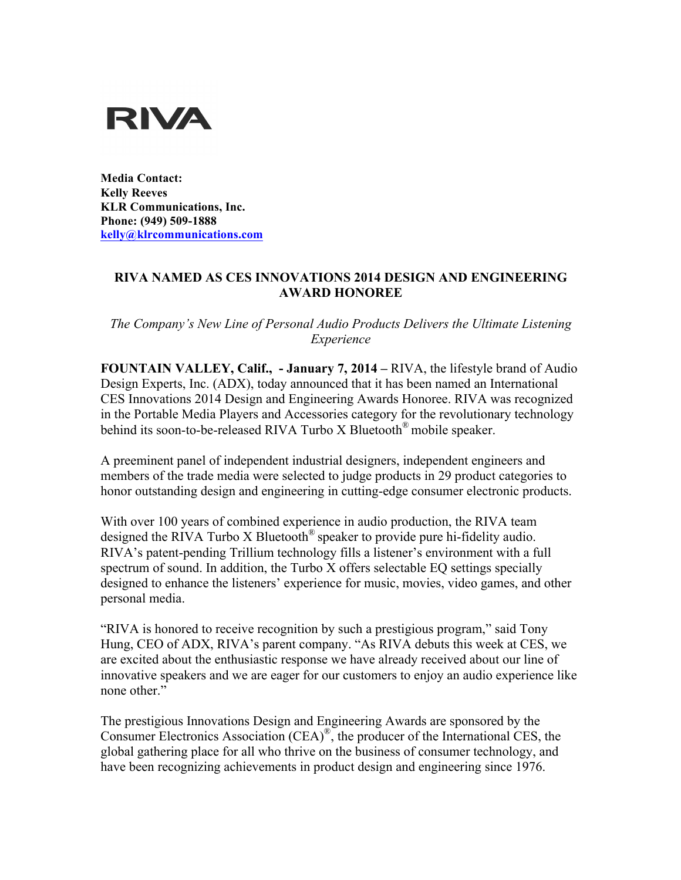RIVA

**Media Contact:**
**Kelly Reeves**
**KLR Communications, Inc.**
**Phone: (949) 509-1888**
**kelly@klrcommunications.com**

# RIVA NAMED AS CES INNOVATIONS 2014 DESIGN AND ENGINEERING AWARD HONOREE

*The Company's New Line of Personal Audio Products Delivers the Ultimate Listening Experience*

**FOUNTAIN VALLEY, Calif., - January 7, 2014 –** RIVA, the lifestyle brand of Audio Design Experts, Inc. (ADX), today announced that it has been named an International CES Innovations 2014 Design and Engineering Awards Honoree. RIVA was recognized in the Portable Media Players and Accessories category for the revolutionary technology behind its soon-to-be-released RIVA Turbo X Bluetooth® mobile speaker.

A preeminent panel of independent industrial designers, independent engineers and members of the trade media were selected to judge products in 29 product categories to honor outstanding design and engineering in cutting-edge consumer electronic products.

With over 100 years of combined experience in audio production, the RIVA team designed the RIVA Turbo X Bluetooth® speaker to provide pure hi-fidelity audio. RIVA's patent-pending Trillium technology fills a listener's environment with a full spectrum of sound. In addition, the Turbo X offers selectable EQ settings specially designed to enhance the listeners' experience for music, movies, video games, and other personal media.

"RIVA is honored to receive recognition by such a prestigious program," said Tony Hung, CEO of ADX, RIVA's parent company. "As RIVA debuts this week at CES, we are excited about the enthusiastic response we have already received about our line of innovative speakers and we are eager for our customers to enjoy an audio experience like none other."

The prestigious Innovations Design and Engineering Awards are sponsored by the Consumer Electronics Association (CEA)®, the producer of the International CES, the global gathering place for all who thrive on the business of consumer technology, and have been recognizing achievements in product design and engineering since 1976.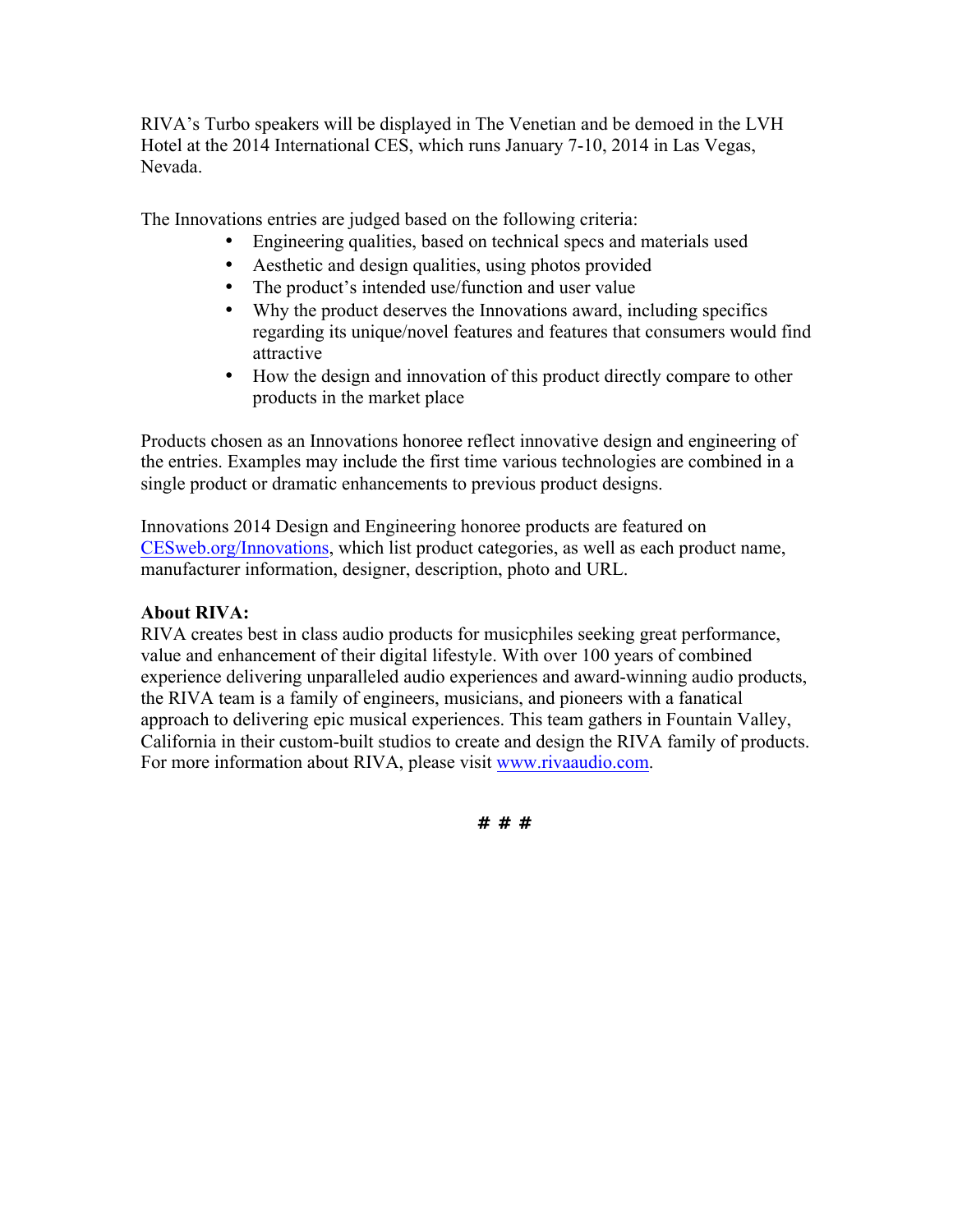RIVA's Turbo speakers will be displayed in The Venetian and be demoed in the LVH Hotel at the 2014 International CES, which runs January 7-10, 2014 in Las Vegas, Nevada.

The Innovations entries are judged based on the following criteria:

- Engineering qualities, based on technical specs and materials used
- Aesthetic and design qualities, using photos provided
- The product's intended use/function and user value
- Why the product deserves the Innovations award, including specifics regarding its unique/novel features and features that consumers would find attractive
- How the design and innovation of this product directly compare to other products in the market place

Products chosen as an Innovations honoree reflect innovative design and engineering of the entries. Examples may include the first time various technologies are combined in a single product or dramatic enhancements to previous product designs.

Innovations 2014 Design and Engineering honoree products are featured on [CESweb.org/Innovations](CESweb.org/Innovations), which list product categories, as well as each product name, manufacturer information, designer, description, photo and URL.

**About RIVA:**
RIVA creates best in class audio products for musicphiles seeking great performance, value and enhancement of their digital lifestyle. With over 100 years of combined experience delivering unparalleled audio experiences and award-winning audio products, the RIVA team is a family of engineers, musicians, and pioneers with a fanatical approach to delivering epic musical experiences. This team gathers in Fountain Valley, California in their custom-built studios to create and design the RIVA family of products. For more information about RIVA, please visit [www.rivaaudio.com](www.rivaaudio.com).

**# # #**